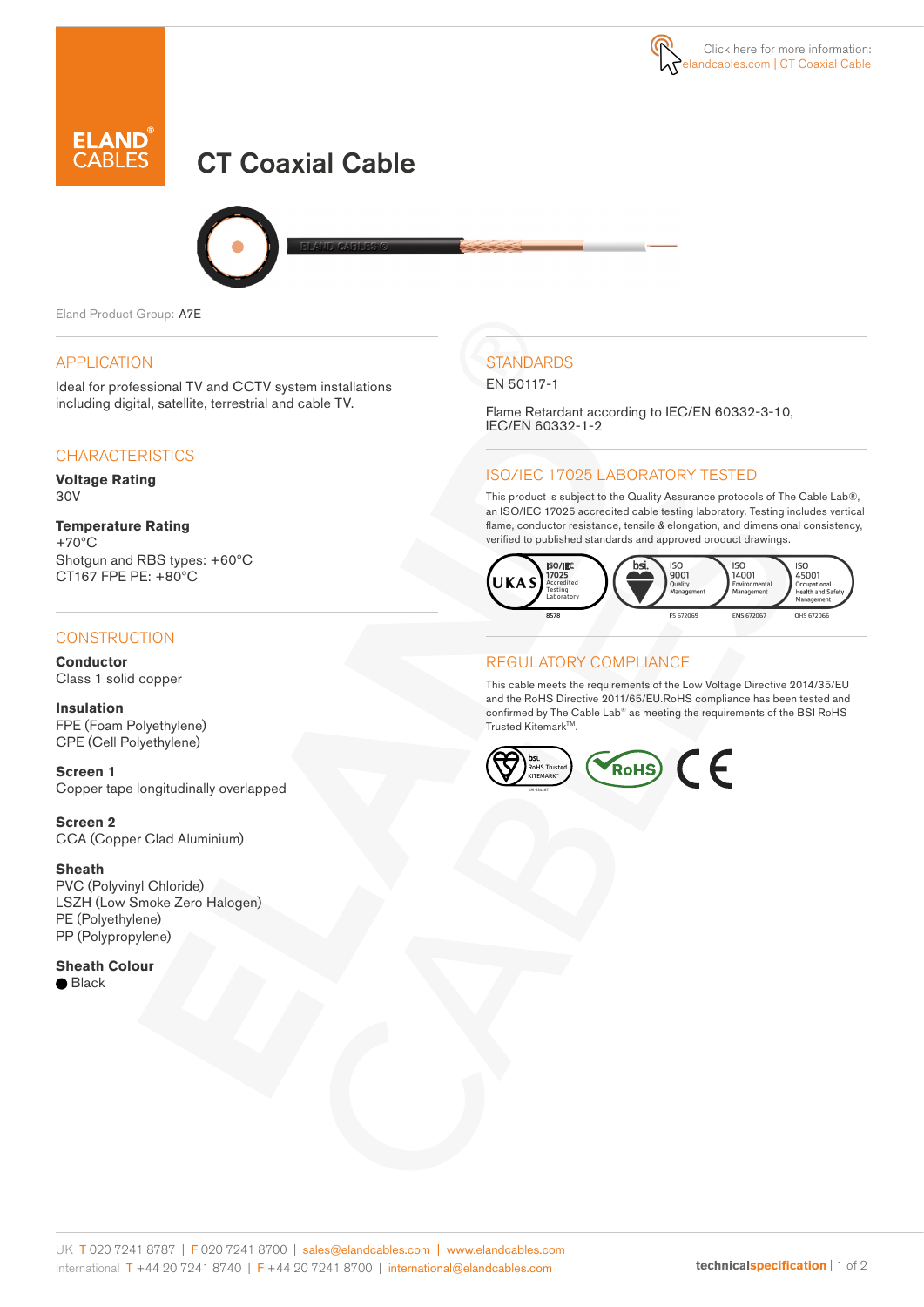Click here for more information: elandcables.com | CT Coaxial Cable

# CT Coaxial Cable

Eland Product Group: A7E

## APPLICATION

Ideal for professional TV and CCTV system installations including digital, satellite, terrestrial and cable TV.

## CHARACTERISTICS

**Voltage Rating**
30V

**Temperature Rating**
+70°C
Shotgun and RBS types: +60°C
CT167 FPE PE: +80°C

## CONSTRUCTION

**Conductor**
Class 1 solid copper

**Insulation**
FPE (Foam Polyethylene)
CPE (Cell Polyethylene)

**Screen 1**
Copper tape longitudinally overlapped

**Screen 2**
CCA (Copper Clad Aluminium)

**Sheath**
PVC (Polyvinyl Chloride)
LSZH (Low Smoke Zero Halogen)
PE (Polyethylene)
PP (Polypropylene)

**Sheath Colour**
● Black

## STANDARDS

EN 50117-1

Flame Retardant according to IEC/EN 60332-3-10, IEC/EN 60332-1-2

## ISO/IEC 17025 LABORATORY TESTED

This product is subject to the Quality Assurance protocols of The Cable Lab®, an ISO/IEC 17025 accredited cable testing laboratory. Testing includes vertical flame, conductor resistance, tensile & elongation, and dimensional consistency, verified to published standards and approved product drawings.

UKAS ISO/IEC 17025 Accredited Testing Laboratory 8578 | bsi. ISO 9001 Quality Management FS 672069 | ISO 14001 Environmental Management EMS 672067 | ISO 45001 Occupational Health and Safety Management OHS 672066

## REGULATORY COMPLIANCE

This cable meets the requirements of the Low Voltage Directive 2014/35/EU and the RoHS Directive 2011/65/EU.RoHS compliance has been tested and confirmed by The Cable Lab® as meeting the requirements of the BSI RoHS Trusted Kitemark™.

bsi. RoHS Trusted KITEMARK™ | RoHS | CE

UK T 020 7241 8787 | F 020 7241 8700 | sales@elandcables.com | www.elandcables.com
International T +44 20 7241 8740 | F +44 20 7241 8700 | international@elandcables.com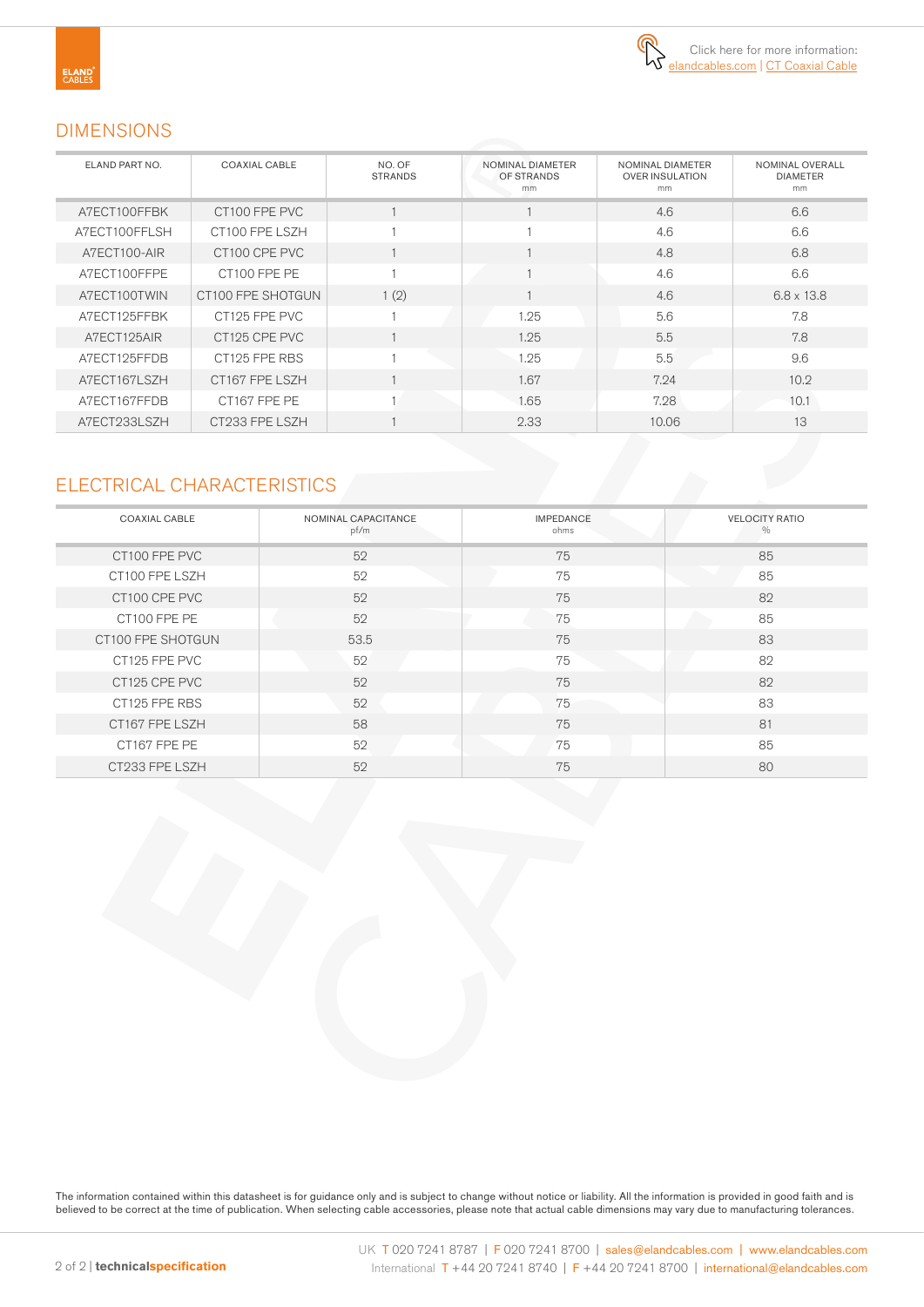Click here for more information: elandcables.com | CT Coaxial Cable

## DIMENSIONS

| ELAND PART NO. | COAXIAL CABLE | NO. OF STRANDS | NOMINAL DIAMETER OF STRANDS mm | NOMINAL DIAMETER OVER INSULATION mm | NOMINAL OVERALL DIAMETER mm |
|---|---|---|---|---|---|
| A7ECT100FFBK | CT100 FPE PVC | 1 | 1 | 4.6 | 6.6 |
| A7ECT100FFLSH | CT100 FPE LSZH | 1 | 1 | 4.6 | 6.6 |
| A7ECT100-AIR | CT100 CPE PVC | 1 | 1 | 4.8 | 6.8 |
| A7ECT100FFPE | CT100 FPE PE | 1 | 1 | 4.6 | 6.6 |
| A7ECT100TWIN | CT100 FPE SHOTGUN | 1 (2) | 1 | 4.6 | 6.8 x 13.8 |
| A7ECT125FFBK | CT125 FPE PVC | 1 | 1.25 | 5.6 | 7.8 |
| A7ECT125AIR | CT125 CPE PVC | 1 | 1.25 | 5.5 | 7.8 |
| A7ECT125FFDB | CT125 FPE RBS | 1 | 1.25 | 5.5 | 9.6 |
| A7ECT167LSZH | CT167 FPE LSZH | 1 | 1.67 | 7.24 | 10.2 |
| A7ECT167FFDB | CT167 FPE PE | 1 | 1.65 | 7.28 | 10.1 |
| A7ECT233LSZH | CT233 FPE LSZH | 1 | 2.33 | 10.06 | 13 |

## ELECTRICAL CHARACTERISTICS

| COAXIAL CABLE | NOMINAL CAPACITANCE pf/m | IMPEDANCE ohms | VELOCITY RATIO % |
|---|---|---|---|
| CT100 FPE PVC | 52 | 75 | 85 |
| CT100 FPE LSZH | 52 | 75 | 85 |
| CT100 CPE PVC | 52 | 75 | 82 |
| CT100 FPE PE | 52 | 75 | 85 |
| CT100 FPE SHOTGUN | 53.5 | 75 | 83 |
| CT125 FPE PVC | 52 | 75 | 82 |
| CT125 CPE PVC | 52 | 75 | 82 |
| CT125 FPE RBS | 52 | 75 | 83 |
| CT167 FPE LSZH | 58 | 75 | 81 |
| CT167 FPE PE | 52 | 75 | 85 |
| CT233 FPE LSZH | 52 | 75 | 80 |

The information contained within this datasheet is for guidance only and is subject to change without notice or liability. All the information is provided in good faith and is believed to be correct at the time of publication. When selecting cable accessories, please note that actual cable dimensions may vary due to manufacturing tolerances.

UK T 020 7241 8787 | F 020 7241 8700 | sales@elandcables.com | www.elandcables.com
International T +44 20 7241 8740 | F +44 20 7241 8700 | international@elandcables.com